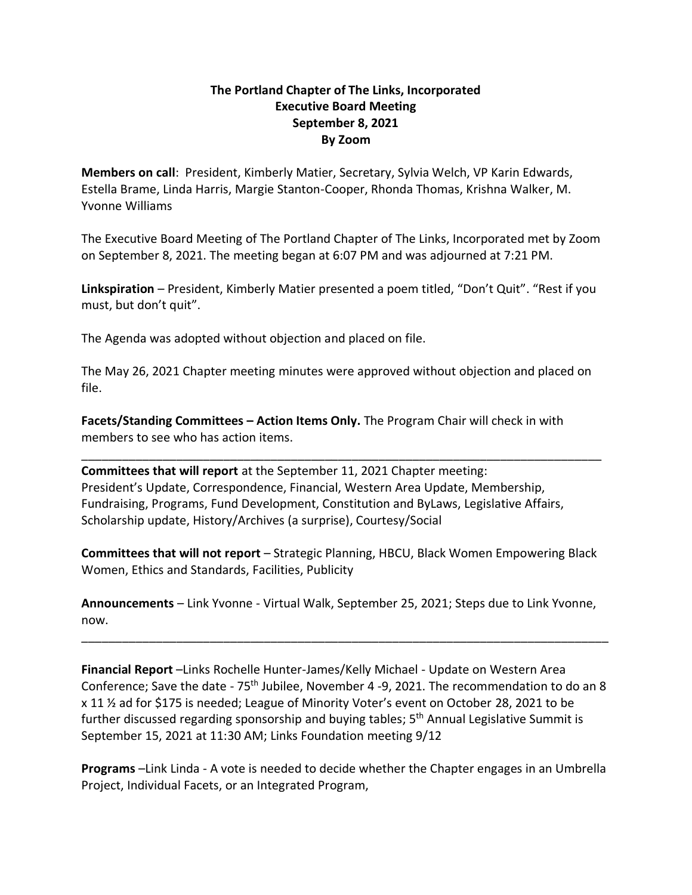**The Portland Chapter of The Links, Incorporated**
**Executive Board Meeting**
**September 8, 2021**
**By Zoom**

**Members on call**: President, Kimberly Matier, Secretary, Sylvia Welch, VP Karin Edwards, Estella Brame, Linda Harris, Margie Stanton-Cooper, Rhonda Thomas, Krishna Walker, M. Yvonne Williams

The Executive Board Meeting of The Portland Chapter of The Links, Incorporated met by Zoom on September 8, 2021. The meeting began at 6:07 PM and was adjourned at 7:21 PM.

**Linkspiration** – President, Kimberly Matier presented a poem titled, "Don't Quit". "Rest if you must, but don't quit".

The Agenda was adopted without objection and placed on file.

The May 26, 2021 Chapter meeting minutes were approved without objection and placed on file.

**Facets/Standing Committees – Action Items Only.** The Program Chair will check in with members to see who has action items.

---

**Committees that will report** at the September 11, 2021 Chapter meeting: President's Update, Correspondence, Financial, Western Area Update, Membership, Fundraising, Programs, Fund Development, Constitution and ByLaws, Legislative Affairs, Scholarship update, History/Archives (a surprise), Courtesy/Social

**Committees that will not report** – Strategic Planning, HBCU, Black Women Empowering Black Women, Ethics and Standards, Facilities, Publicity

**Announcements** – Link Yvonne - Virtual Walk, September 25, 2021; Steps due to Link Yvonne, now.

---

**Financial Report** –Links Rochelle Hunter-James/Kelly Michael - Update on Western Area Conference; Save the date - 75th Jubilee, November 4 -9, 2021. The recommendation to do an 8 x 11 ½ ad for $175 is needed; League of Minority Voter's event on October 28, 2021 to be further discussed regarding sponsorship and buying tables; 5th Annual Legislative Summit is September 15, 2021 at 11:30 AM; Links Foundation meeting 9/12

**Programs** –Link Linda - A vote is needed to decide whether the Chapter engages in an Umbrella Project, Individual Facets, or an Integrated Program,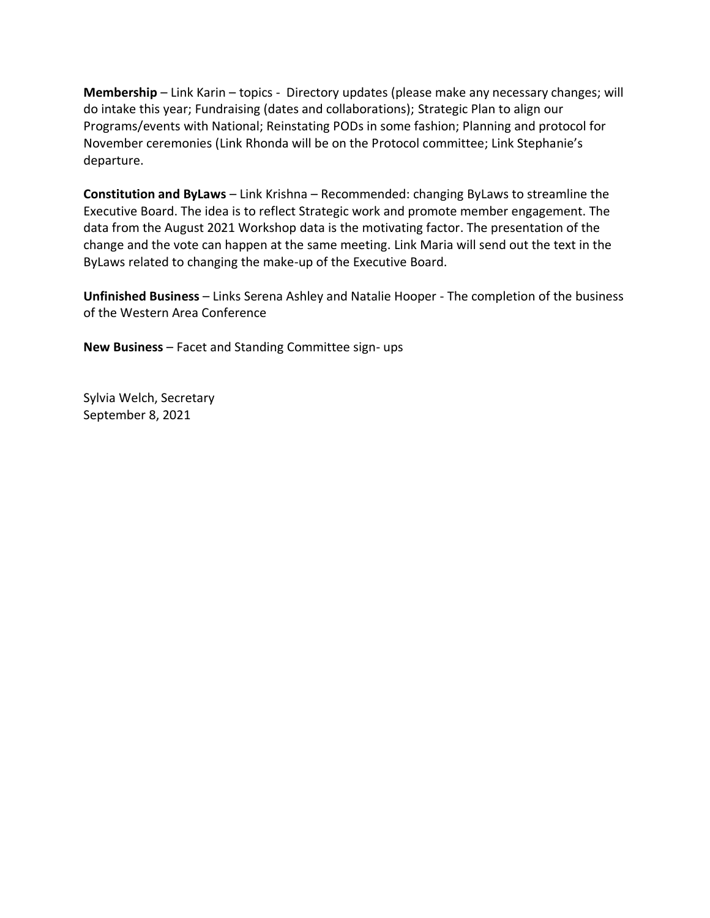**Membership** – Link Karin – topics - Directory updates (please make any necessary changes; will do intake this year; Fundraising (dates and collaborations); Strategic Plan to align our Programs/events with National; Reinstating PODs in some fashion; Planning and protocol for November ceremonies (Link Rhonda will be on the Protocol committee; Link Stephanie's departure.

**Constitution and ByLaws** – Link Krishna – Recommended: changing ByLaws to streamline the Executive Board. The idea is to reflect Strategic work and promote member engagement. The data from the August 2021 Workshop data is the motivating factor. The presentation of the change and the vote can happen at the same meeting. Link Maria will send out the text in the ByLaws related to changing the make-up of the Executive Board.

**Unfinished Business** – Links Serena Ashley and Natalie Hooper - The completion of the business of the Western Area Conference

**New Business** – Facet and Standing Committee sign- ups

Sylvia Welch, Secretary
September 8, 2021